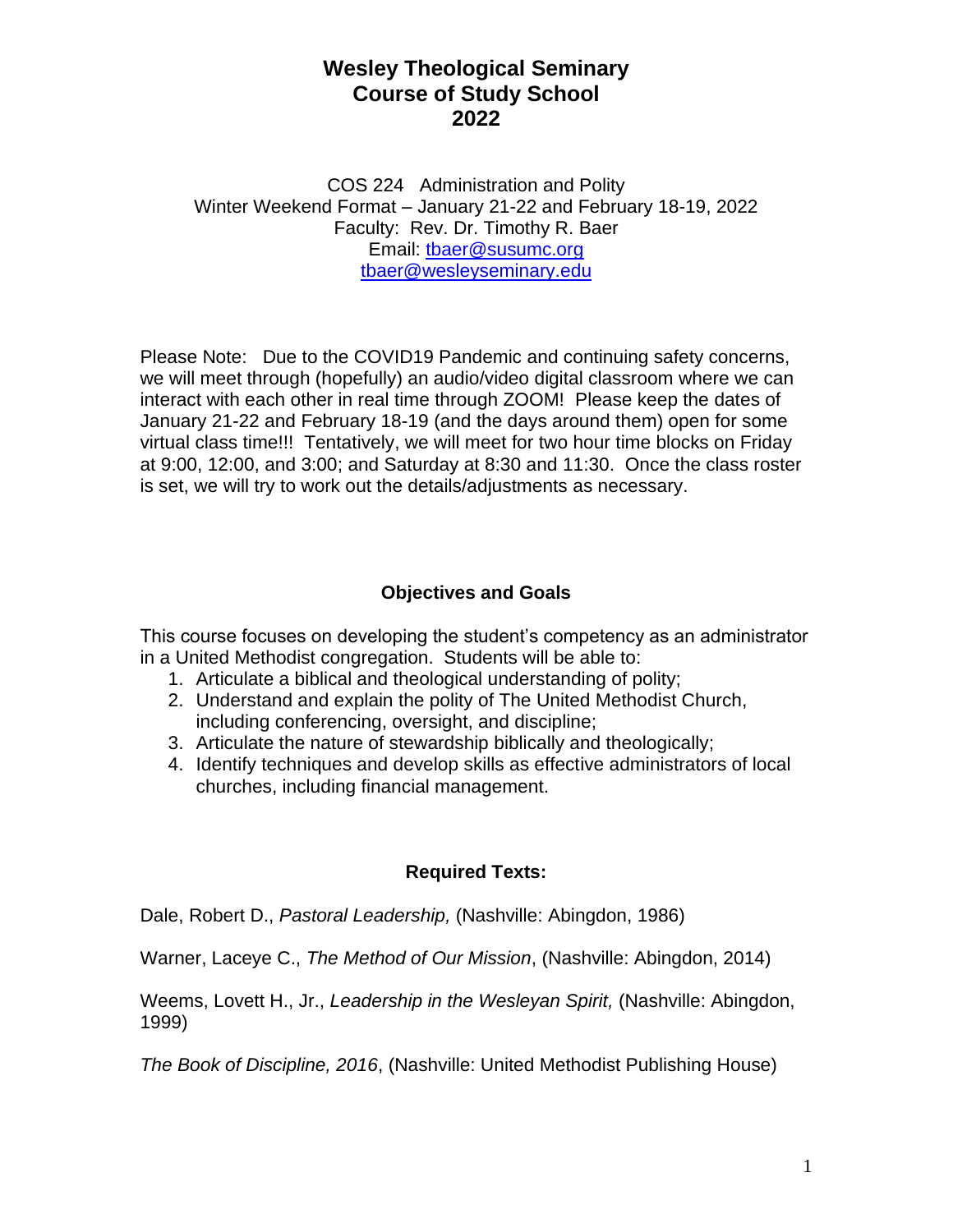# Wesley Theological Seminary
# Course of Study School
# 2022

COS 224 Administration and Polity
Winter Weekend Format – January 21-22 and February 18-19, 2022
Faculty: Rev. Dr. Timothy R. Baer
Email: tbaer@susumc.org
tbaer@wesleyseminary.edu

Please Note: Due to the COVID19 Pandemic and continuing safety concerns, we will meet through (hopefully) an audio/video digital classroom where we can interact with each other in real time through ZOOM! Please keep the dates of January 21-22 and February 18-19 (and the days around them) open for some virtual class time!!! Tentatively, we will meet for two hour time blocks on Friday at 9:00, 12:00, and 3:00; and Saturday at 8:30 and 11:30. Once the class roster is set, we will try to work out the details/adjustments as necessary.

## Objectives and Goals

This course focuses on developing the student's competency as an administrator in a United Methodist congregation. Students will be able to:

1. Articulate a biblical and theological understanding of polity;
2. Understand and explain the polity of The United Methodist Church, including conferencing, oversight, and discipline;
3. Articulate the nature of stewardship biblically and theologically;
4. Identify techniques and develop skills as effective administrators of local churches, including financial management.

## Required Texts:

Dale, Robert D., *Pastoral Leadership,* (Nashville: Abingdon, 1986)

Warner, Laceye C., *The Method of Our Mission*, (Nashville: Abingdon, 2014)

Weems, Lovett H., Jr., *Leadership in the Wesleyan Spirit,* (Nashville: Abingdon, 1999)

*The Book of Discipline, 2016*, (Nashville: United Methodist Publishing House)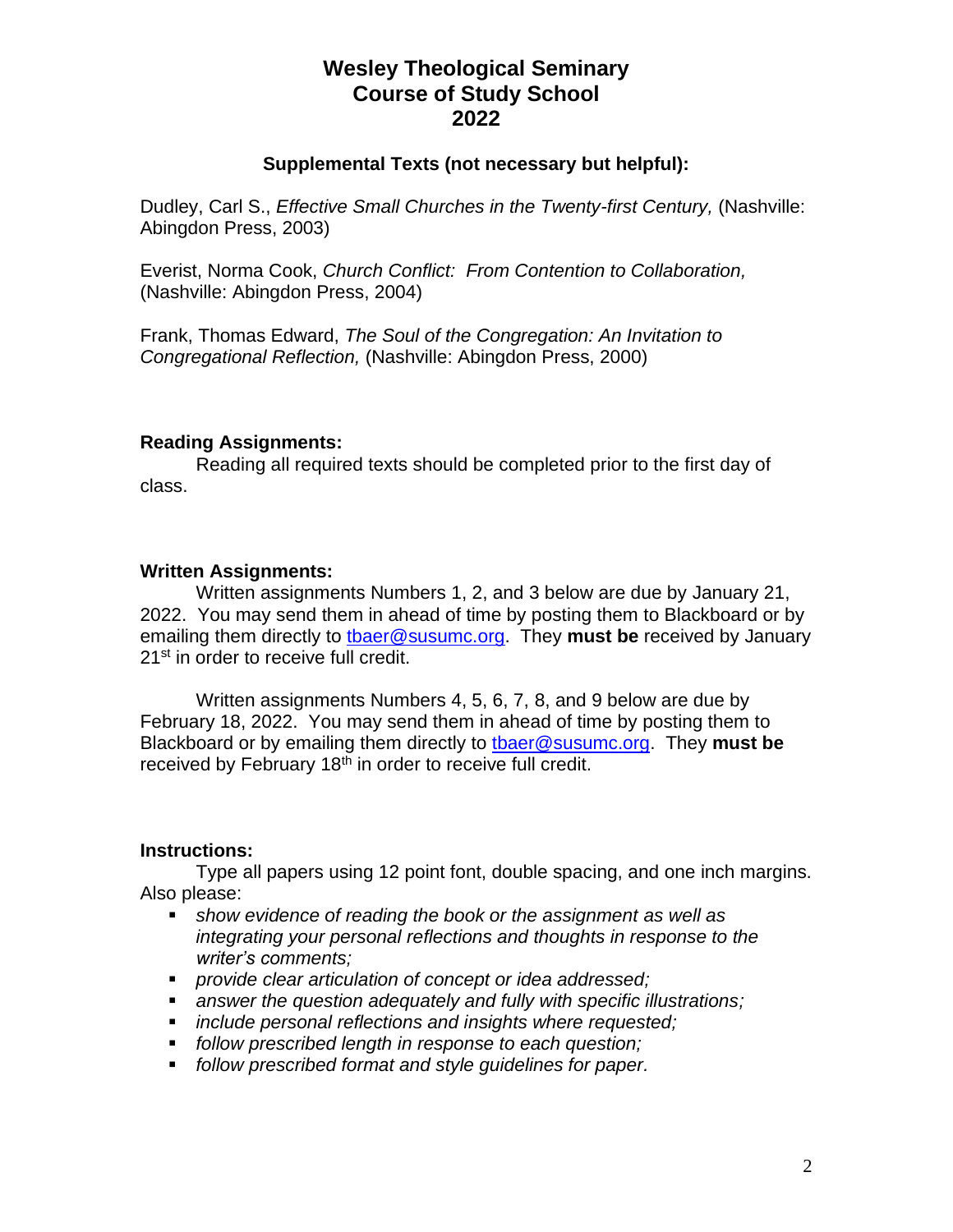# Wesley Theological Seminary
# Course of Study School
# 2022

**Supplemental Texts (not necessary but helpful):**

Dudley, Carl S., *Effective Small Churches in the Twenty-first Century,* (Nashville: Abingdon Press, 2003)

Everist, Norma Cook, *Church Conflict: From Contention to Collaboration,* (Nashville: Abingdon Press, 2004)

Frank, Thomas Edward, *The Soul of the Congregation: An Invitation to Congregational Reflection,* (Nashville: Abingdon Press, 2000)

**Reading Assignments:**

Reading all required texts should be completed prior to the first day of class.

**Written Assignments:**

Written assignments Numbers 1, 2, and 3 below are due by January 21, 2022. You may send them in ahead of time by posting them to Blackboard or by emailing them directly to tbaer@susumc.org. They **must be** received by January 21st in order to receive full credit.

Written assignments Numbers 4, 5, 6, 7, 8, and 9 below are due by February 18, 2022. You may send them in ahead of time by posting them to Blackboard or by emailing them directly to tbaer@susumc.org. They **must be** received by February 18th in order to receive full credit.

**Instructions:**

Type all papers using 12 point font, double spacing, and one inch margins. Also please:

- *show evidence of reading the book or the assignment as well as integrating your personal reflections and thoughts in response to the writer's comments;*
- *provide clear articulation of concept or idea addressed;*
- *answer the question adequately and fully with specific illustrations;*
- *include personal reflections and insights where requested;*
- *follow prescribed length in response to each question;*
- *follow prescribed format and style guidelines for paper.*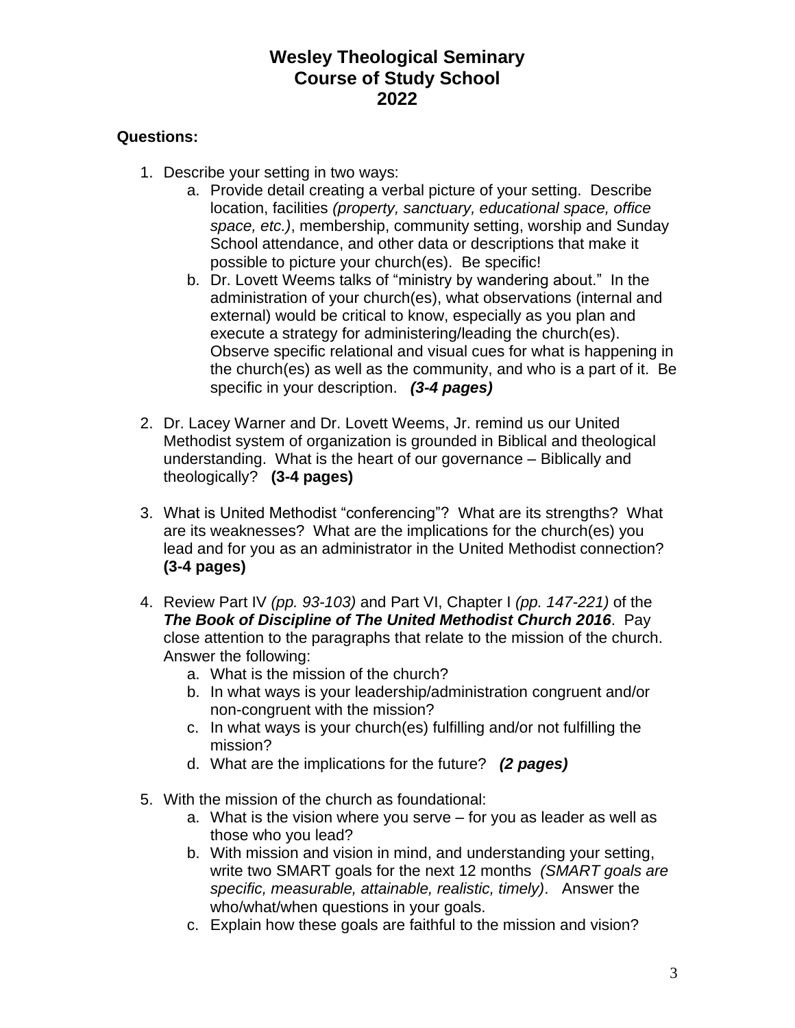# Wesley Theological Seminary
# Course of Study School
# 2022

**Questions:**

1. Describe your setting in two ways:
    a. Provide detail creating a verbal picture of your setting. Describe location, facilities *(property, sanctuary, educational space, office space, etc.)*, membership, community setting, worship and Sunday School attendance, and other data or descriptions that make it possible to picture your church(es). Be specific!
    b. Dr. Lovett Weems talks of "ministry by wandering about." In the administration of your church(es), what observations (internal and external) would be critical to know, especially as you plan and execute a strategy for administering/leading the church(es). Observe specific relational and visual cues for what is happening in the church(es) as well as the community, and who is a part of it. Be specific in your description. ***(3-4 pages)***

2. Dr. Lacey Warner and Dr. Lovett Weems, Jr. remind us our United Methodist system of organization is grounded in Biblical and theological understanding. What is the heart of our governance – Biblically and theologically? **(3-4 pages)**

3. What is United Methodist "conferencing"? What are its strengths? What are its weaknesses? What are the implications for the church(es) you lead and for you as an administrator in the United Methodist connection? **(3-4 pages)**

4. Review Part IV *(pp. 93-103)* and Part VI, Chapter I *(pp. 147-221)* of the ***The Book of Discipline of The United Methodist Church 2016***. Pay close attention to the paragraphs that relate to the mission of the church. Answer the following:
    a. What is the mission of the church?
    b. In what ways is your leadership/administration congruent and/or non-congruent with the mission?
    c. In what ways is your church(es) fulfilling and/or not fulfilling the mission?
    d. What are the implications for the future? ***(2 pages)***

5. With the mission of the church as foundational:
    a. What is the vision where you serve – for you as leader as well as those who you lead?
    b. With mission and vision in mind, and understanding your setting, write two SMART goals for the next 12 months *(SMART goals are specific, measurable, attainable, realistic, timely)*. Answer the who/what/when questions in your goals.
    c. Explain how these goals are faithful to the mission and vision?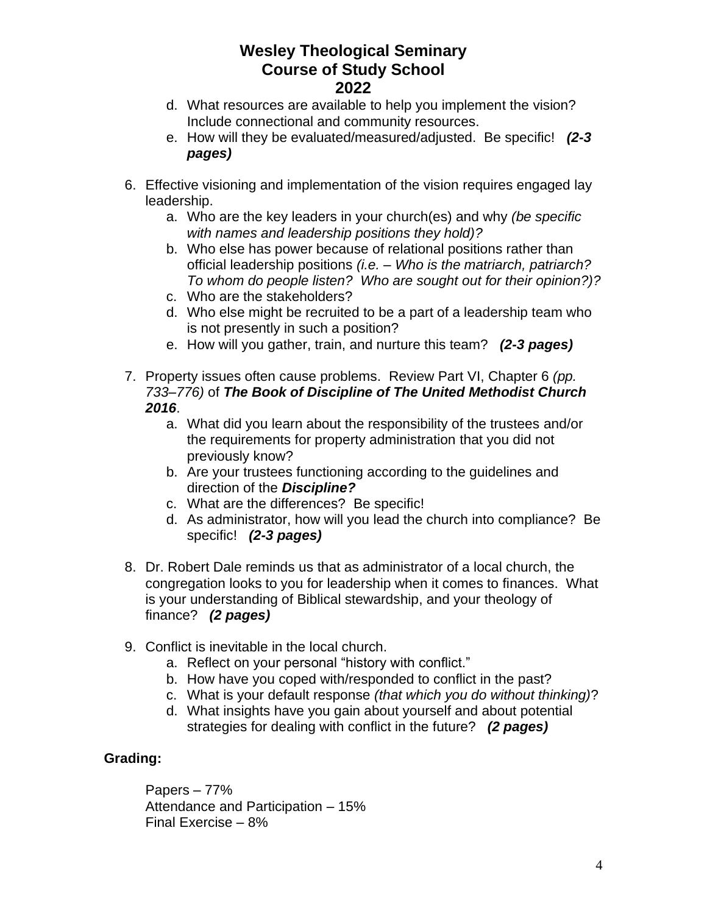d. What resources are available to help you implement the vision? Include connectional and community resources.
   e. How will they be evaluated/measured/adjusted. Be specific! ***(2-3 pages)***

6. Effective visioning and implementation of the vision requires engaged lay leadership.
   a. Who are the key leaders in your church(es) and why *(be specific with names and leadership positions they hold)?*
   b. Who else has power because of relational positions rather than official leadership positions *(i.e. – Who is the matriarch, patriarch? To whom do people listen? Who are sought out for their opinion?)?*
   c. Who are the stakeholders?
   d. Who else might be recruited to be a part of a leadership team who is not presently in such a position?
   e. How will you gather, train, and nurture this team? ***(2-3 pages)***

7. Property issues often cause problems. Review Part VI, Chapter 6 *(pp. 733–776)* of ***The Book of Discipline of The United Methodist Church 2016***.
   a. What did you learn about the responsibility of the trustees and/or the requirements for property administration that you did not previously know?
   b. Are your trustees functioning according to the guidelines and direction of the ***Discipline?***
   c. What are the differences? Be specific!
   d. As administrator, how will you lead the church into compliance? Be specific! ***(2-3 pages)***

8. Dr. Robert Dale reminds us that as administrator of a local church, the congregation looks to you for leadership when it comes to finances. What is your understanding of Biblical stewardship, and your theology of finance? ***(2 pages)***

9. Conflict is inevitable in the local church.
   a. Reflect on your personal "history with conflict."
   b. How have you coped with/responded to conflict in the past?
   c. What is your default response *(that which you do without thinking)*?
   d. What insights have you gain about yourself and about potential strategies for dealing with conflict in the future? ***(2 pages)***

**Grading:**

Papers – 77%
Attendance and Participation – 15%
Final Exercise – 8%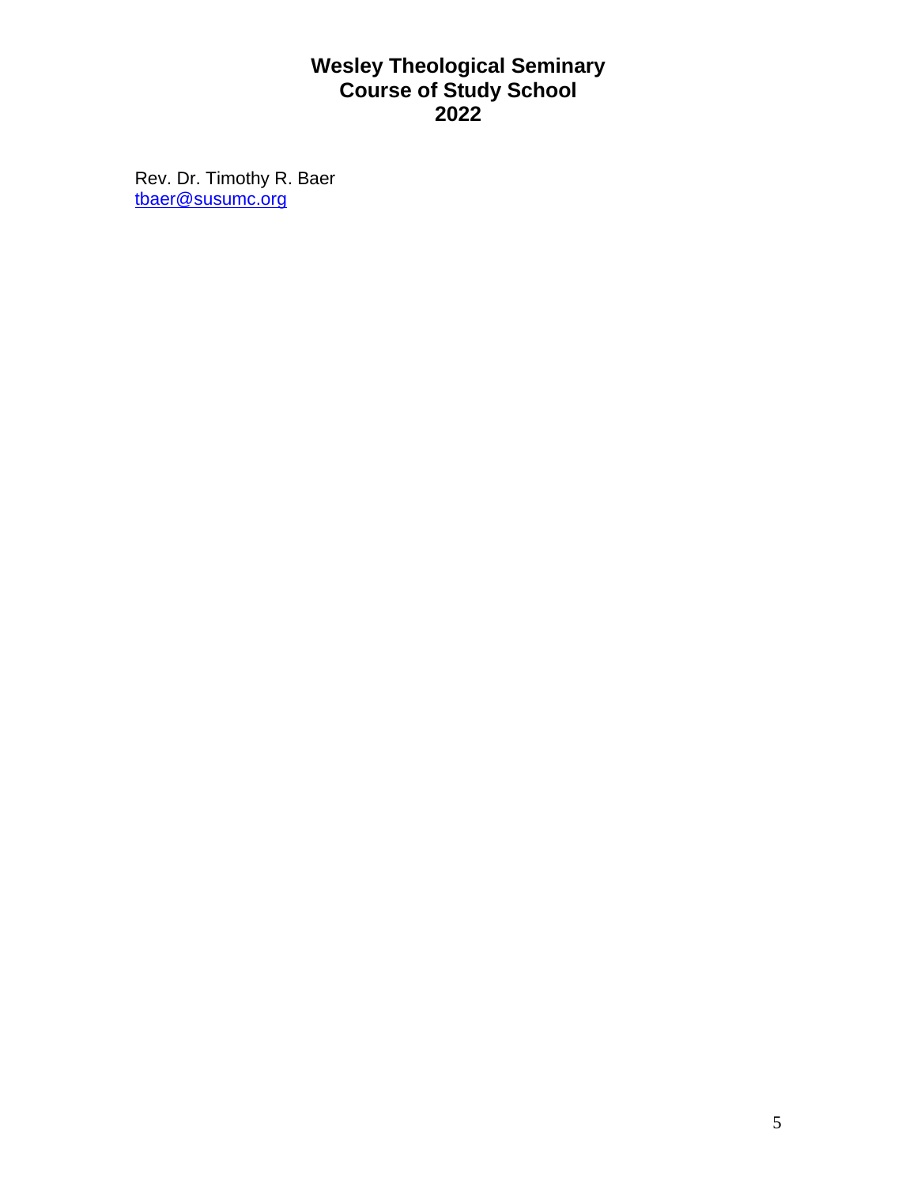# Wesley Theological Seminary
# Course of Study School
# 2022

Rev. Dr. Timothy R. Baer
tbaer@susumc.org